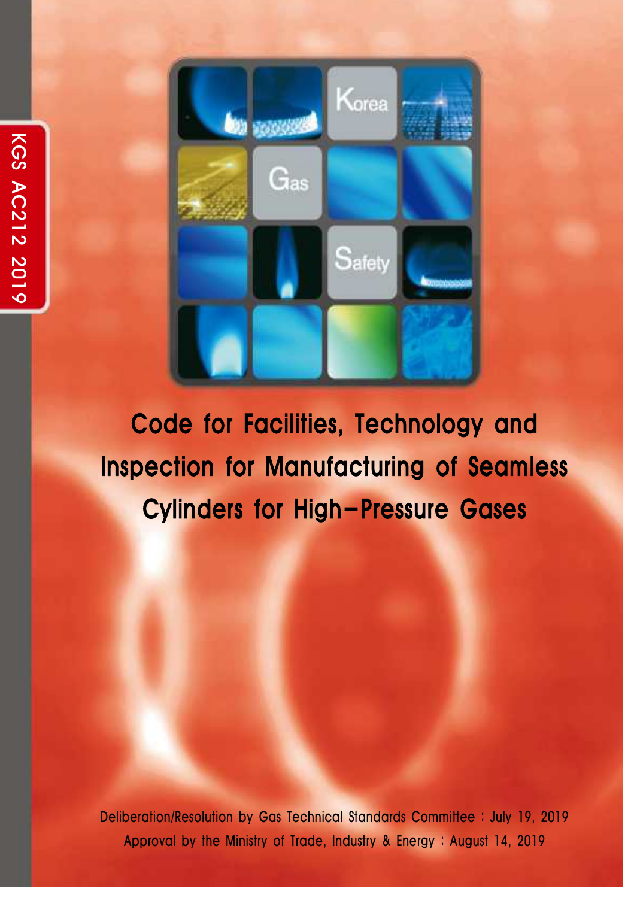KGS AC212 2019

Korea Gas Safety

# Code for Facilities, Technology and Inspection for Manufacturing of Seamless Cylinders for High-Pressure Gases

Deliberation/Resolution by Gas Technical Standards Committee : July 19, 2019

Approval by the Ministry of Trade, Industry & Energy : August 14, 2019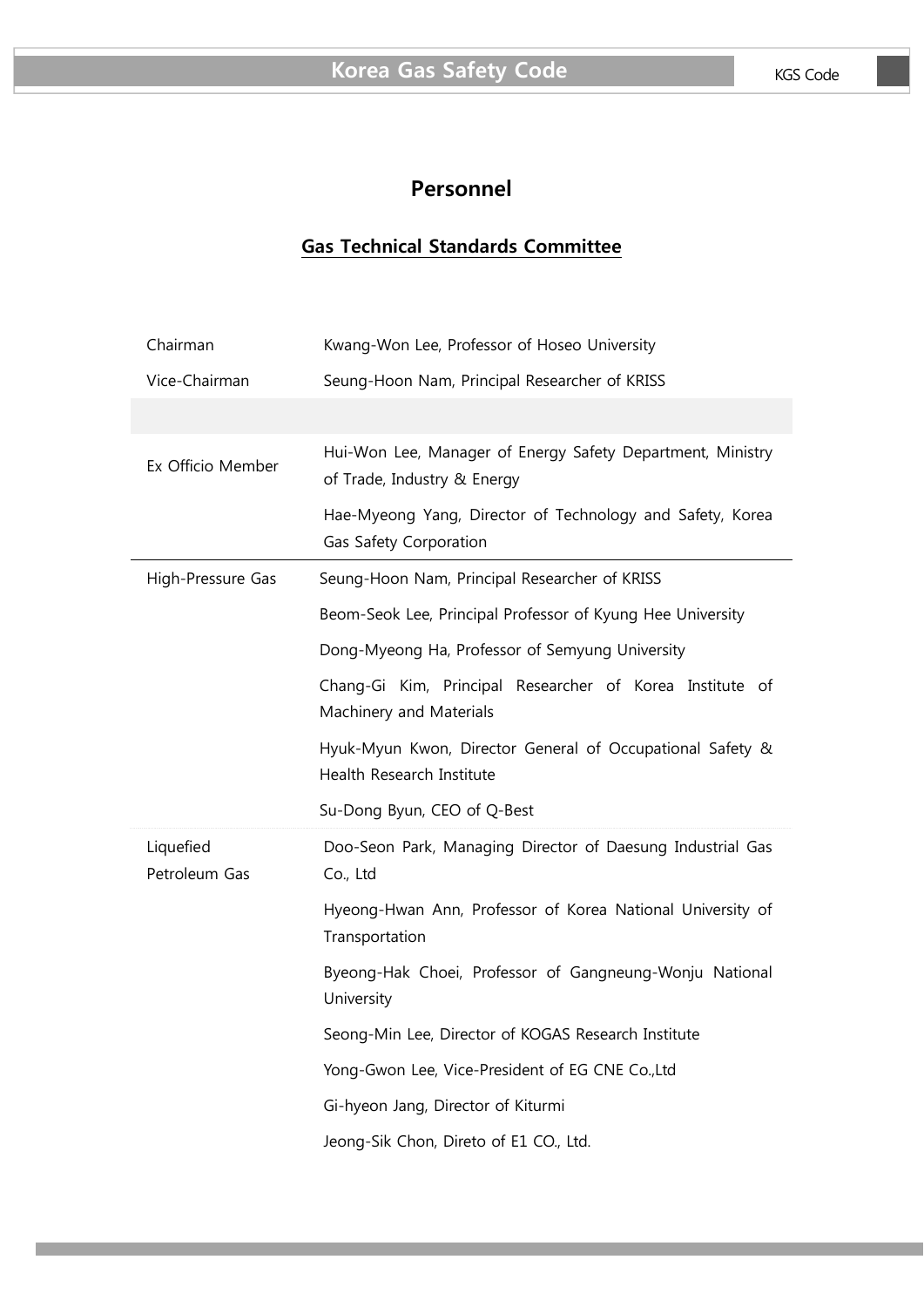# Personnel

## Gas Technical Standards Committee

| | |
|---|---|
| Chairman | Kwang-Won Lee, Professor of Hoseo University |
| Vice-Chairman | Seung-Hoon Nam, Principal Researcher of KRISS |
| | |
| Ex Officio Member | Hui-Won Lee, Manager of Energy Safety Department, Ministry of Trade, Industry & Energy |
| | Hae-Myeong Yang, Director of Technology and Safety, Korea Gas Safety Corporation |
| High-Pressure Gas | Seung-Hoon Nam, Principal Researcher of KRISS |
| | Beom-Seok Lee, Principal Professor of Kyung Hee University |
| | Dong-Myeong Ha, Professor of Semyung University |
| | Chang-Gi Kim, Principal Researcher of Korea Institute of Machinery and Materials |
| | Hyuk-Myun Kwon, Director General of Occupational Safety & Health Research Institute |
| | Su-Dong Byun, CEO of Q-Best |
| Liquefied Petroleum Gas | Doo-Seon Park, Managing Director of Daesung Industrial Gas Co., Ltd |
| | Hyeong-Hwan Ann, Professor of Korea National University of Transportation |
| | Byeong-Hak Choei, Professor of Gangneung-Wonju National University |
| | Seong-Min Lee, Director of KOGAS Research Institute |
| | Yong-Gwon Lee, Vice-President of EG CNE Co.,Ltd |
| | Gi-hyeon Jang, Director of Kiturmi |
| | Jeong-Sik Chon, Direto of E1 CO., Ltd. |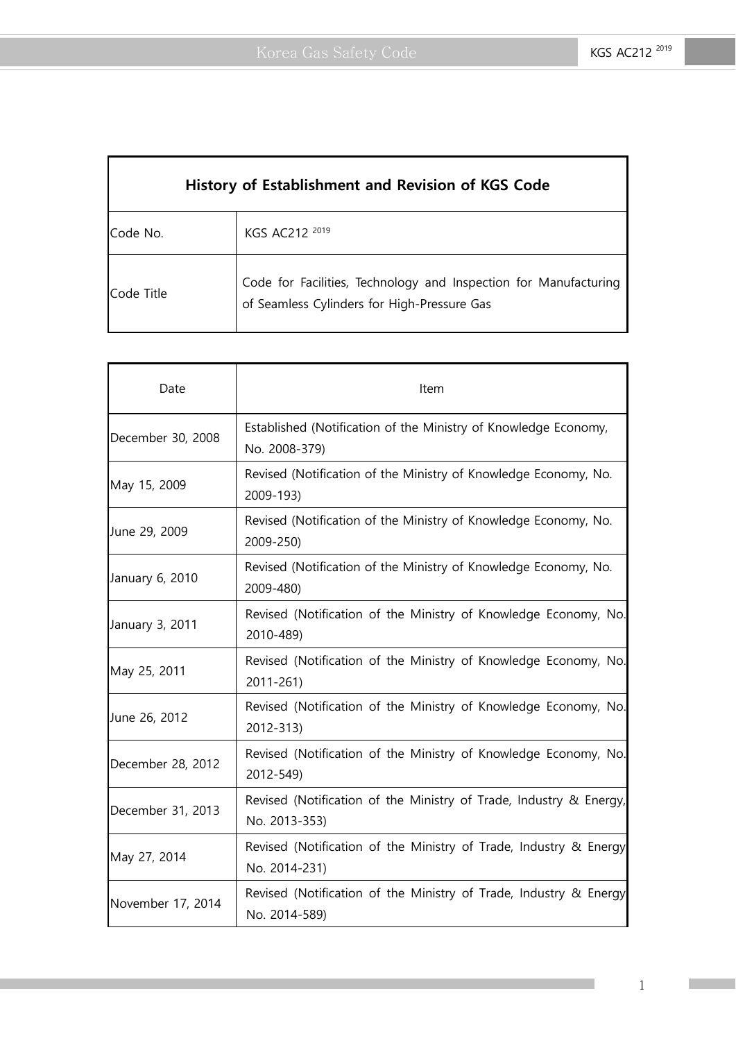| History of Establishment and Revision of KGS Code | |
|---|---|
| Code No. | KGS AC212 [2019] |
| Code Title | Code for Facilities, Technology and Inspection for Manufacturing of Seamless Cylinders for High-Pressure Gas |

| Date | Item |
|---|---|
| December 30, 2008 | Established (Notification of the Ministry of Knowledge Economy, No. 2008-379) |
| May 15, 2009 | Revised (Notification of the Ministry of Knowledge Economy, No. 2009-193) |
| June 29, 2009 | Revised (Notification of the Ministry of Knowledge Economy, No. 2009-250) |
| January 6, 2010 | Revised (Notification of the Ministry of Knowledge Economy, No. 2009-480) |
| January 3, 2011 | Revised (Notification of the Ministry of Knowledge Economy, No. 2010-489) |
| May 25, 2011 | Revised (Notification of the Ministry of Knowledge Economy, No. 2011-261) |
| June 26, 2012 | Revised (Notification of the Ministry of Knowledge Economy, No. 2012-313) |
| December 28, 2012 | Revised (Notification of the Ministry of Knowledge Economy, No. 2012-549) |
| December 31, 2013 | Revised (Notification of the Ministry of Trade, Industry & Energy, No. 2013-353) |
| May 27, 2014 | Revised (Notification of the Ministry of Trade, Industry & Energy No. 2014-231) |
| November 17, 2014 | Revised (Notification of the Ministry of Trade, Industry & Energy No. 2014-589) |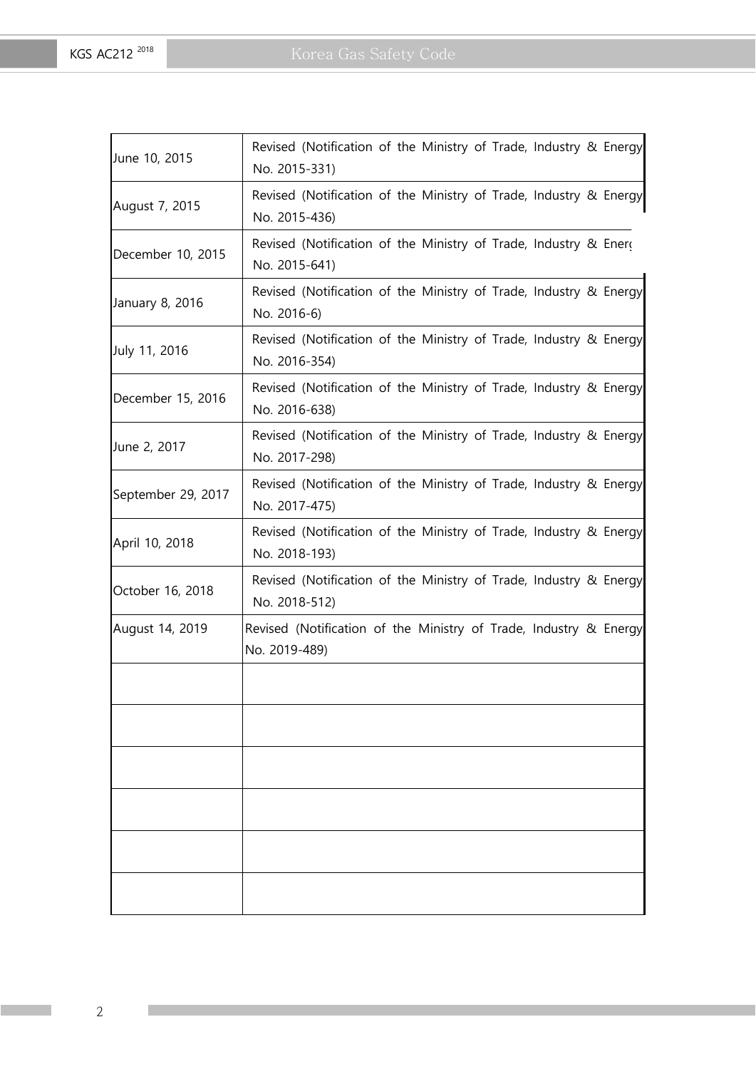| | |
|---|---|
| June 10, 2015 | Revised (Notification of the Ministry of Trade, Industry & Energy No. 2015-331) |
| August 7, 2015 | Revised (Notification of the Ministry of Trade, Industry & Energy No. 2015-436) |
| December 10, 2015 | Revised (Notification of the Ministry of Trade, Industry & Energy No. 2015-641) |
| January 8, 2016 | Revised (Notification of the Ministry of Trade, Industry & Energy No. 2016-6) |
| July 11, 2016 | Revised (Notification of the Ministry of Trade, Industry & Energy No. 2016-354) |
| December 15, 2016 | Revised (Notification of the Ministry of Trade, Industry & Energy No. 2016-638) |
| June 2, 2017 | Revised (Notification of the Ministry of Trade, Industry & Energy No. 2017-298) |
| September 29, 2017 | Revised (Notification of the Ministry of Trade, Industry & Energy No. 2017-475) |
| April 10, 2018 | Revised (Notification of the Ministry of Trade, Industry & Energy No. 2018-193) |
| October 16, 2018 | Revised (Notification of the Ministry of Trade, Industry & Energy No. 2018-512) |
| August 14, 2019 | Revised (Notification of the Ministry of Trade, Industry & Energy No. 2019-489) |
| | |
| | |
| | |
| | |
| | |
| | |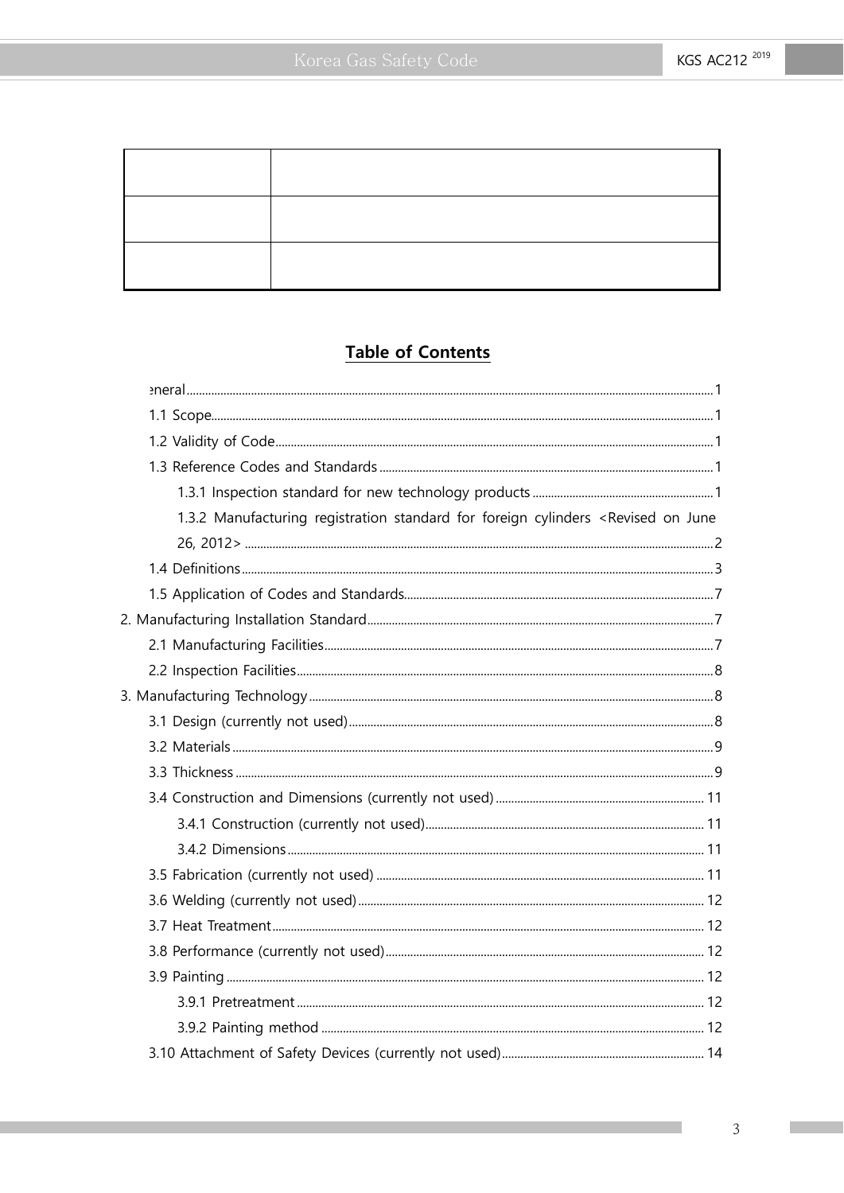| | |
|---|---|
| | |
| | |
| | |

## Table of Contents

ɔneral ........ 1

1.1 Scope ........ 1

1.2 Validity of Code ........ 1

1.3 Reference Codes and Standards ........ 1

1.3.1 Inspection standard for new technology products ........ 1

1.3.2 Manufacturing registration standard for foreign cylinders <Revised on June 26, 2012> ........ 2

1.4 Definitions ........ 3

1.5 Application of Codes and Standards ........ 7

2. Manufacturing Installation Standard ........ 7

2.1 Manufacturing Facilities ........ 7

2.2 Inspection Facilities ........ 8

3. Manufacturing Technology ........ 8

3.1 Design (currently not used) ........ 8

3.2 Materials ........ 9

3.3 Thickness ........ 9

3.4 Construction and Dimensions (currently not used) ........ 11

3.4.1 Construction (currently not used) ........ 11

3.4.2 Dimensions ........ 11

3.5 Fabrication (currently not used) ........ 11

3.6 Welding (currently not used) ........ 12

3.7 Heat Treatment ........ 12

3.8 Performance (currently not used) ........ 12

3.9 Painting ........ 12

3.9.1 Pretreatment ........ 12

3.9.2 Painting method ........ 12

3.10 Attachment of Safety Devices (currently not used) ........ 14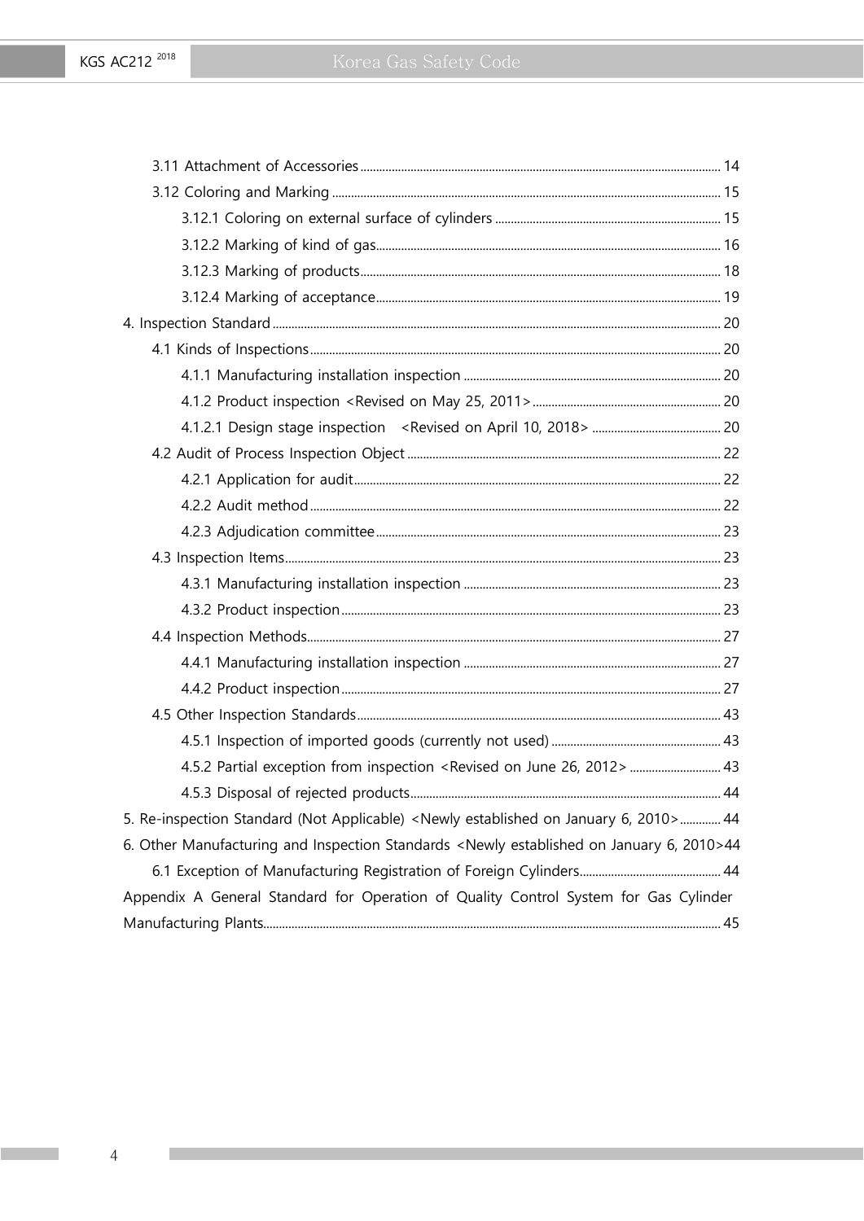3.11 Attachment of Accessories ..... 14

3.12 Coloring and Marking ..... 15

3.12.1 Coloring on external surface of cylinders ..... 15

3.12.2 Marking of kind of gas ..... 16

3.12.3 Marking of products ..... 18

3.12.4 Marking of acceptance ..... 19

4. Inspection Standard ..... 20

4.1 Kinds of Inspections ..... 20

4.1.1 Manufacturing installation inspection ..... 20

4.1.2 Product inspection <Revised on May 25, 2011> ..... 20

4.1.2.1 Design stage inspection <Revised on April 10, 2018> ..... 20

4.2 Audit of Process Inspection Object ..... 22

4.2.1 Application for audit ..... 22

4.2.2 Audit method ..... 22

4.2.3 Adjudication committee ..... 23

4.3 Inspection Items ..... 23

4.3.1 Manufacturing installation inspection ..... 23

4.3.2 Product inspection ..... 23

4.4 Inspection Methods ..... 27

4.4.1 Manufacturing installation inspection ..... 27

4.4.2 Product inspection ..... 27

4.5 Other Inspection Standards ..... 43

4.5.1 Inspection of imported goods (currently not used) ..... 43

4.5.2 Partial exception from inspection <Revised on June 26, 2012> ..... 43

4.5.3 Disposal of rejected products ..... 44

5. Re-inspection Standard (Not Applicable) <Newly established on January 6, 2010> ..... 44

6. Other Manufacturing and Inspection Standards <Newly established on January 6, 2010> 44

6.1 Exception of Manufacturing Registration of Foreign Cylinders ..... 44

Appendix A General Standard for Operation of Quality Control System for Gas Cylinder Manufacturing Plants ..... 45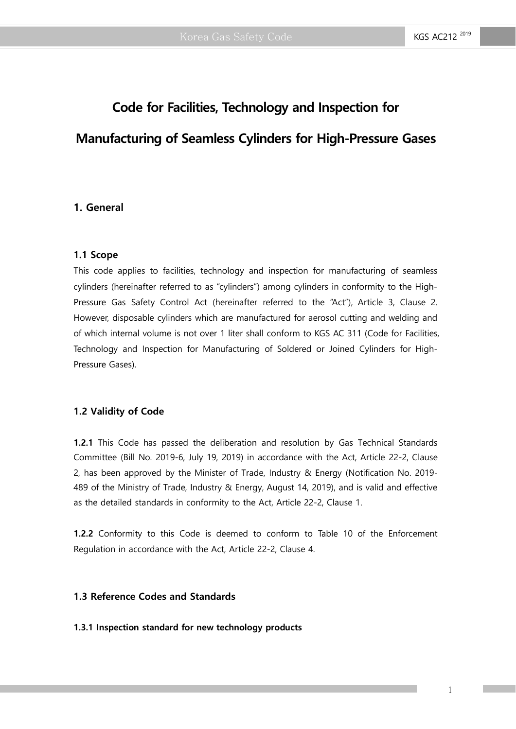# Code for Facilities, Technology and Inspection for Manufacturing of Seamless Cylinders for High-Pressure Gases

## 1. General

### 1.1 Scope

This code applies to facilities, technology and inspection for manufacturing of seamless cylinders (hereinafter referred to as "cylinders") among cylinders in conformity to the High-Pressure Gas Safety Control Act (hereinafter referred to the "Act"), Article 3, Clause 2. However, disposable cylinders which are manufactured for aerosol cutting and welding and of which internal volume is not over 1 liter shall conform to KGS AC 311 (Code for Facilities, Technology and Inspection for Manufacturing of Soldered or Joined Cylinders for High-Pressure Gases).

### 1.2 Validity of Code

**1.2.1** This Code has passed the deliberation and resolution by Gas Technical Standards Committee (Bill No. 2019-6, July 19, 2019) in accordance with the Act, Article 22-2, Clause 2, has been approved by the Minister of Trade, Industry & Energy (Notification No. 2019-489 of the Ministry of Trade, Industry & Energy, August 14, 2019), and is valid and effective as the detailed standards in conformity to the Act, Article 22-2, Clause 1.

**1.2.2** Conformity to this Code is deemed to conform to Table 10 of the Enforcement Regulation in accordance with the Act, Article 22-2, Clause 4.

### 1.3 Reference Codes and Standards

#### 1.3.1 Inspection standard for new technology products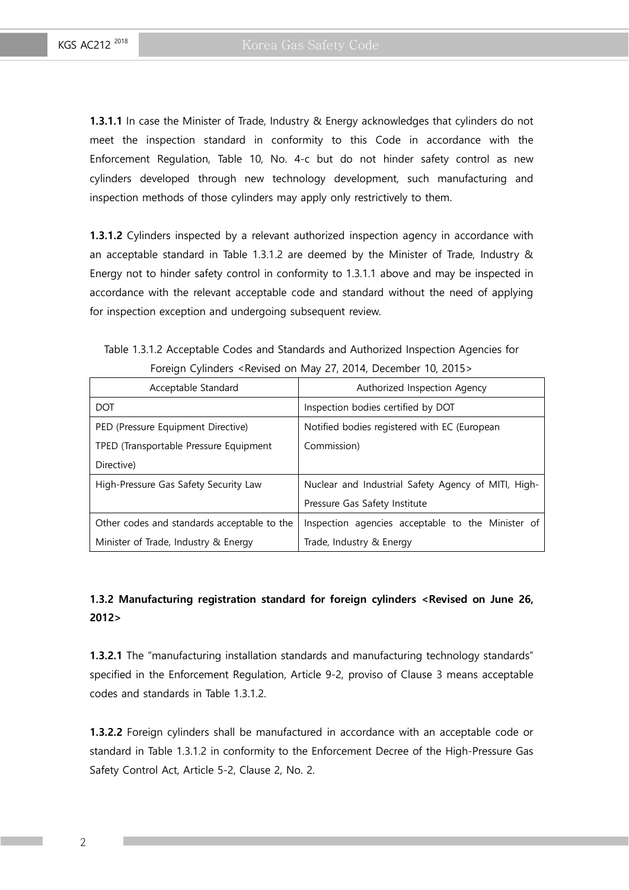**1.3.1.1** In case the Minister of Trade, Industry & Energy acknowledges that cylinders do not meet the inspection standard in conformity to this Code in accordance with the Enforcement Regulation, Table 10, No. 4-c but do not hinder safety control as new cylinders developed through new technology development, such manufacturing and inspection methods of those cylinders may apply only restrictively to them.

**1.3.1.2** Cylinders inspected by a relevant authorized inspection agency in accordance with an acceptable standard in Table 1.3.1.2 are deemed by the Minister of Trade, Industry & Energy not to hinder safety control in conformity to 1.3.1.1 above and may be inspected in accordance with the relevant acceptable code and standard without the need of applying for inspection exception and undergoing subsequent review.

Table 1.3.1.2 Acceptable Codes and Standards and Authorized Inspection Agencies for Foreign Cylinders <Revised on May 27, 2014, December 10, 2015>

| Acceptable Standard | Authorized Inspection Agency |
|---|---|
| DOT | Inspection bodies certified by DOT |
| PED (Pressure Equipment Directive) TPED (Transportable Pressure Equipment Directive) | Notified bodies registered with EC (European Commission) |
| High-Pressure Gas Safety Security Law | Nuclear and Industrial Safety Agency of MITI, High-Pressure Gas Safety Institute |
| Other codes and standards acceptable to the Minister of Trade, Industry & Energy | Inspection agencies acceptable to the Minister of Trade, Industry & Energy |

### 1.3.2 Manufacturing registration standard for foreign cylinders <Revised on June 26, 2012>

**1.3.2.1** The "manufacturing installation standards and manufacturing technology standards" specified in the Enforcement Regulation, Article 9-2, proviso of Clause 3 means acceptable codes and standards in Table 1.3.1.2.

**1.3.2.2** Foreign cylinders shall be manufactured in accordance with an acceptable code or standard in Table 1.3.1.2 in conformity to the Enforcement Decree of the High-Pressure Gas Safety Control Act, Article 5-2, Clause 2, No. 2.